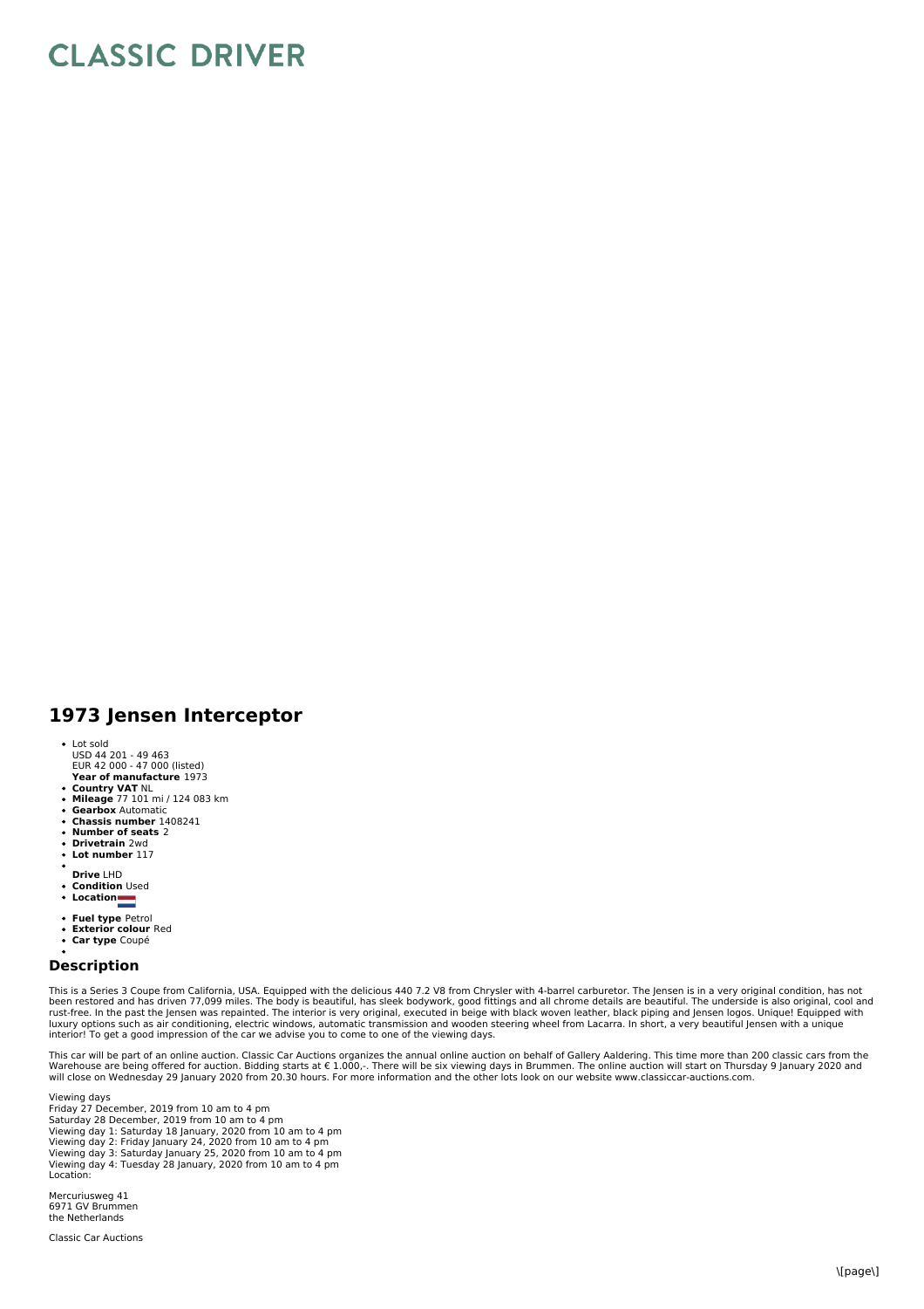# CLASSIC DRIVER

## 1973 Jensen Interceptor

- Lot sold
  USD 44 201 - 49 463
  EUR 42 000 - 47 000 (listed)
  **Year of manufacture** 1973
- **Country VAT** NL
- **Mileage** 77 101 mi / 124 083 km
- **Gearbox** Automatic
- **Chassis number** 1408241
- **Number of seats** 2
- **Drivetrain** 2wd
- **Lot number** 117
- 
  **Drive** LHD
- **Condition** Used
- **Location**
- **Fuel type** Petrol
- **Exterior colour** Red
- **Car type** Coupé
- 

### Description

This is a Series 3 Coupe from California, USA. Equipped with the delicious 440 7.2 V8 from Chrysler with 4-barrel carburetor. The Jensen is in a very original condition, has not been restored and has driven 77,099 miles. The body is beautiful, has sleek bodywork, good fittings and all chrome details are beautiful. The underside is also original, cool and rust-free. In the past the Jensen was repainted. The interior is very original, executed in beige with black woven leather, black piping and Jensen logos. Unique! Equipped with luxury options such as air conditioning, electric windows, automatic transmission and wooden steering wheel from Lacarra. In short, a very beautiful Jensen with a unique interior! To get a good impression of the car we advise you to come to one of the viewing days.

This car will be part of an online auction. Classic Car Auctions organizes the annual online auction on behalf of Gallery Aaldering. This time more than 200 classic cars from the Warehouse are being offered for auction. Bidding starts at € 1.000,-. There will be six viewing days in Brummen. The online auction will start on Thursday 9 January 2020 and will close on Wednesday 29 January 2020 from 20.30 hours. For more information and the other lots look on our website www.classiccar-auctions.com.

Viewing days
Friday 27 December, 2019 from 10 am to 4 pm
Saturday 28 December, 2019 from 10 am to 4 pm
Viewing day 1: Saturday 18 January, 2020 from 10 am to 4 pm
Viewing day 2: Friday January 24, 2020 from 10 am to 4 pm
Viewing day 3: Saturday January 25, 2020 from 10 am to 4 pm
Viewing day 4: Tuesday 28 January, 2020 from 10 am to 4 pm
Location:

Mercuriusweg 41
6971 GV Brummen
the Netherlands

Classic Car Auctions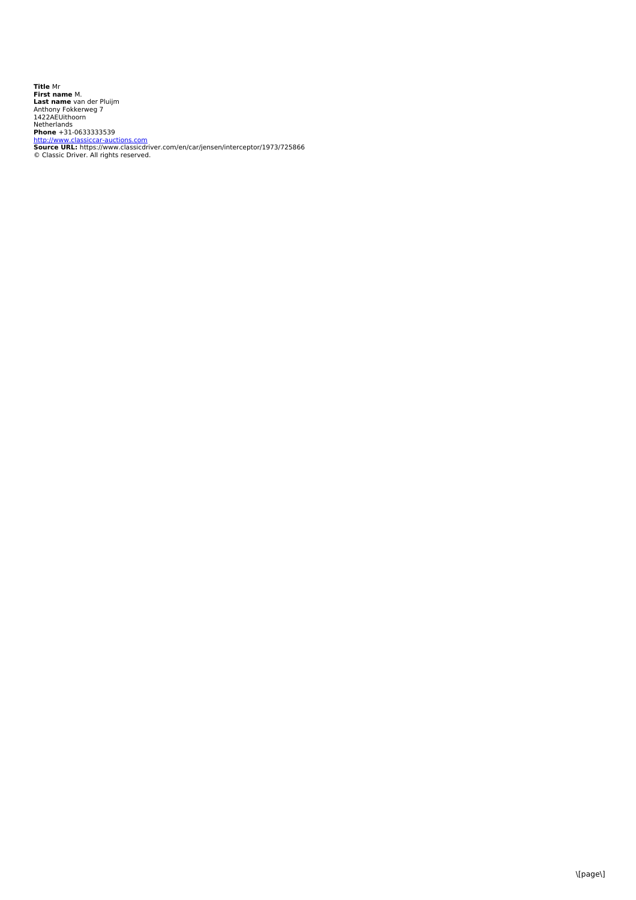**Title** Mr
**First name** M.
**Last name** van der Pluijm
Anthony Fokkerweg 7
1422AEUithoorn
Netherlands
**Phone** +31-0633333539
[http://www.classiccar-auctions.com](http://www.classiccar-auctions.com)
**Source URL:** https://www.classicdriver.com/en/car/jensen/interceptor/1973/725866
© Classic Driver. All rights reserved.